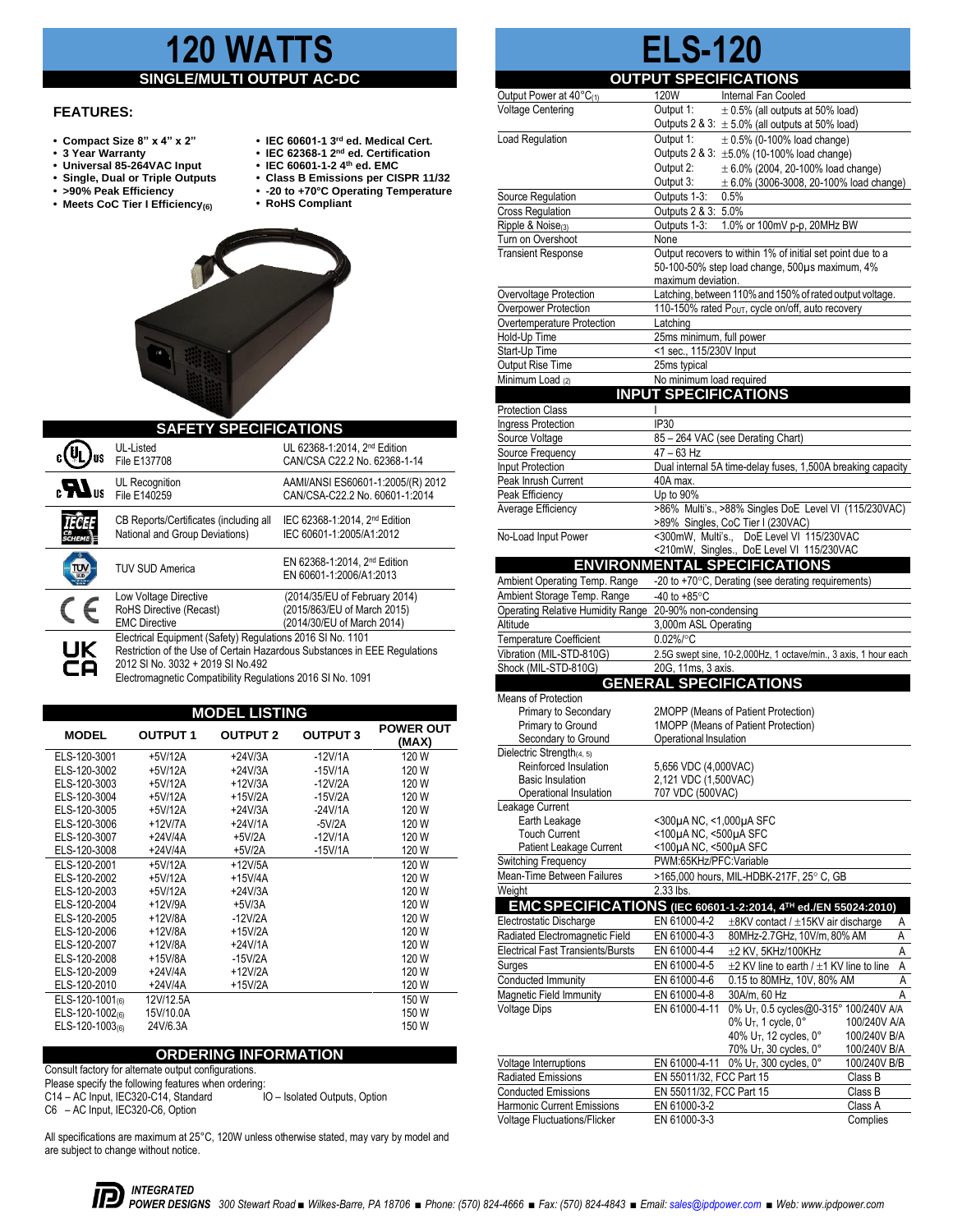# 120 WATTS

## SINGLE/MULTI OUTPUT AC-DC

### FEATURES:

- **Compact Size 8" x 4" x 2"**
- **3 Year Warranty**
- **Universal 85-264VAC Input**
- **Single, Dual or Triple Outputs**
- **>90% Peak Efficiency**
- **Meets CoC Tier I Efficiency(6)**
- **IEC 60601-1 3rd ed. Medical Cert.**
- **IEC 62368-1 2nd ed. Certification**
- **IEC 60601-1-2 4th ed. EMC**
- **Class B Emissions per CISPR 11/32**
- **-20 to +70°C Operating Temperature**
- **RoHS Compliant**

## SAFETY SPECIFICATIONS

| | | |
|---|---|---|
| cULus | UL-Listed File E137708 | UL 62368-1:2014, 2nd Edition CAN/CSA C22.2 No. 62368-1-14 |
| cRUus | UL Recognition File E140259 | AAMI/ANSI ES60601-1:2005/(R) 2012 CAN/CSA-C22.2 No. 60601-1:2014 |
| IECEE CB Scheme | CB Reports/Certificates (including all National and Group Deviations) | IEC 62368-1:2014, 2nd Edition IEC 60601-1:2005/A1:2012 |
| TUV | TUV SUD America | EN 62368-1:2014, 2nd Edition EN 60601-1:2006/A1:2013 |
| CE | Low Voltage Directive RoHS Directive (Recast) EMC Directive | (2014/35/EU of February 2014) (2015/863/EU of March 2015) (2014/30/EU of March 2014) |
| UKCA | Electrical Equipment (Safety) Regulations 2016 SI No. 1101 Restriction of the Use of Certain Hazardous Substances in EEE Regulations 2012 SI No. 3032 + 2019 SI No.492 Electromagnetic Compatibility Regulations 2016 SI No. 1091 | |

## MODEL LISTING

| MODEL | OUTPUT 1 | OUTPUT 2 | OUTPUT 3 | POWER OUT (MAX) |
|---|---|---|---|---|
| ELS-120-3001 | +5V/12A | +24V/3A | -12V/1A | 120 W |
| ELS-120-3002 | +5V/12A | +24V/3A | -15V/1A | 120 W |
| ELS-120-3003 | +5V/12A | +12V/3A | -12V/2A | 120 W |
| ELS-120-3004 | +5V/12A | +15V/2A | -15V/2A | 120 W |
| ELS-120-3005 | +5V/12A | +24V/3A | -24V/1A | 120 W |
| ELS-120-3006 | +12V/7A | +24V/1A | -5V/2A | 120 W |
| ELS-120-3007 | +24V/4A | +5V/2A | -12V/1A | 120 W |
| ELS-120-3008 | +24V/4A | +5V/2A | -15V/1A | 120 W |
| ELS-120-2001 | +5V/12A | +12V/5A | | 120 W |
| ELS-120-2002 | +5V/12A | +15V/4A | | 120 W |
| ELS-120-2003 | +5V/12A | +24V/3A | | 120 W |
| ELS-120-2004 | +12V/9A | +5V/3A | | 120 W |
| ELS-120-2005 | +12V/8A | -12V/2A | | 120 W |
| ELS-120-2006 | +12V/8A | +15V/2A | | 120 W |
| ELS-120-2007 | +12V/8A | +24V/1A | | 120 W |
| ELS-120-2008 | +15V/8A | -15V/2A | | 120 W |
| ELS-120-2009 | +24V/4A | +12V/2A | | 120 W |
| ELS-120-2010 | +24V/4A | +15V/2A | | 120 W |
| ELS-120-1001(6) | 12V/12.5A | | | 150 W |
| ELS-120-1002(6) | 15V/10.0A | | | 150 W |
| ELS-120-1003(6) | 24V/6.3A | | | 150 W |

## ORDERING INFORMATION

Consult factory for alternate output configurations.
Please specify the following features when ordering:
C14 – AC Input, IEC320-C14, Standard
C6 – AC Input, IEC320-C6, Option
IO – Isolated Outputs, Option

All specifications are maximum at 25°C, 120W unless otherwise stated, may vary by model and are subject to change without notice.

# ELS-120

## OUTPUT SPECIFICATIONS

| | |
|---|---|
| Output Power at 40°C(1) | 120W Internal Fan Cooled |
| Voltage Centering | Output 1: ± 0.5% (all outputs at 50% load)<br>Outputs 2 & 3: ± 5.0% (all outputs at 50% load) |
| Load Regulation | Output 1: ± 0.5% (0-100% load change)<br>Outputs 2 & 3: ±5.0% (10-100% load change)<br>Output 2: ± 6.0% (2004, 20-100% load change)<br>Output 3: ± 6.0% (3006-3008, 20-100% load change) |
| Source Regulation | Outputs 1-3: 0.5% |
| Cross Regulation | Outputs 2 & 3: 5.0% |
| Ripple & Noise(3) | Outputs 1-3: 1.0% or 100mV p-p, 20MHz BW |
| Turn on Overshoot | None |
| Transient Response | Output recovers to within 1% of initial set point due to a 50-100-50% step load change, 500µs maximum, 4% maximum deviation. |
| Overvoltage Protection | Latching, between 110% and 150% of rated output voltage. |
| Overpower Protection | 110-150% rated $P_{OUT}$, cycle on/off, auto recovery |
| Overtemperature Protection | Latching |
| Hold-Up Time | 25ms minimum, full power |
| Start-Up Time | <1 sec., 115/230V Input |
| Output Rise Time | 25ms typical |
| Minimum Load (2) | No minimum load required |

## INPUT SPECIFICATIONS

| | |
|---|---|
| Protection Class | I |
| Ingress Protection | IP30 |
| Source Voltage | 85 – 264 VAC (see Derating Chart) |
| Source Frequency | 47 – 63 Hz |
| Input Protection | Dual internal 5A time-delay fuses, 1,500A breaking capacity |
| Peak Inrush Current | 40A max. |
| Peak Efficiency | Up to 90% |
| Average Efficiency | >86% Multi's., >88% Singles DoE Level VI (115/230VAC)<br>>89% Singles, CoC Tier I (230VAC) |
| No-Load Input Power | <300mW, Multi's., DoE Level VI 115/230VAC<br><210mW, Singles., DoE Level VI 115/230VAC |

## ENVIRONMENTAL SPECIFICATIONS

| | |
|---|---|
| Ambient Operating Temp. Range | -20 to +70°C, Derating (see derating requirements) |
| Ambient Storage Temp. Range | -40 to +85°C |
| Operating Relative Humidity Range | 20-90% non-condensing |
| Altitude | 3,000m ASL Operating |
| Temperature Coefficient | 0.02%/°C |
| Vibration (MIL-STD-810G) | 2.5G swept sine, 10-2,000Hz, 1 octave/min., 3 axis, 1 hour each |
| Shock (MIL-STD-810G) | 20G, 11ms, 3 axis. |

## GENERAL SPECIFICATIONS

| | |
|---|---|
| Means of Protection | |
| Primary to Secondary | 2MOPP (Means of Patient Protection) |
| Primary to Ground | 1MOPP (Means of Patient Protection) |
| Secondary to Ground | Operational Insulation |
| Dielectric Strength(4, 5) | |
| Reinforced Insulation | 5,656 VDC (4,000VAC) |
| Basic Insulation | 2,121 VDC (1,500VAC) |
| Operational Insulation | 707 VDC (500VAC) |
| Leakage Current | |
| Earth Leakage | <300µA NC, <1,000µA SFC |
| Touch Current | <100µA NC, <500µA SFC |
| Patient Leakage Current | <100µA NC, <500µA SFC |
| Switching Frequency | PWM:65KHz/PFC:Variable |
| Mean-Time Between Failures | >165,000 hours, MIL-HDBK-217F, 25° C, GB |
| Weight | 2.33 lbs. |

## EMC SPECIFICATIONS (IEC 60601-1-2:2014, 4TH ed./EN 55024:2010)

| | | | |
|---|---|---|---|
| Electrostatic Discharge | EN 61000-4-2 | ±8KV contact / ±15KV air discharge | A |
| Radiated Electromagnetic Field | EN 61000-4-3 | 80MHz-2.7GHz, 10V/m, 80% AM | A |
| Electrical Fast Transients/Bursts | EN 61000-4-4 | ±2 KV, 5KHz/100KHz | A |
| Surges | EN 61000-4-5 | ±2 KV line to earth / ±1 KV line to line | A |
| Conducted Immunity | EN 61000-4-6 | 0.15 to 80MHz, 10V, 80% AM | A |
| Magnetic Field Immunity | EN 61000-4-8 | 30A/m, 60 Hz | A |
| Voltage Dips | EN 61000-4-11 | 0% $U_T$, 0.5 cycles@0-315° | 100/240V A/A |
| | | 0% $U_T$, 1 cycle, 0° | 100/240V A/A |
| | | 40% $U_T$, 12 cycles, 0° | 100/240V B/A |
| | | 70% $U_T$, 30 cycles, 0° | 100/240V B/A |
| Voltage Interruptions | EN 61000-4-11 | 0% $U_T$, 300 cycles, 0° | 100/240V B/B |
| Radiated Emissions | EN 55011/32, FCC Part 15 | | Class B |
| Conducted Emissions | EN 55011/32, FCC Part 15 | | Class B |
| Harmonic Current Emissions | EN 61000-3-2 | | Class A |
| Voltage Fluctuations/Flicker | EN 61000-3-3 | | Complies |

**INTEGRATED POWER DESIGNS** 300 Stewart Road ■ Wilkes-Barre, PA 18706 ■ Phone: (570) 824-4666 ■ Fax: (570) 824-4843 ■ Email: sales@ipdpower.com ■ Web: www.ipdpower.com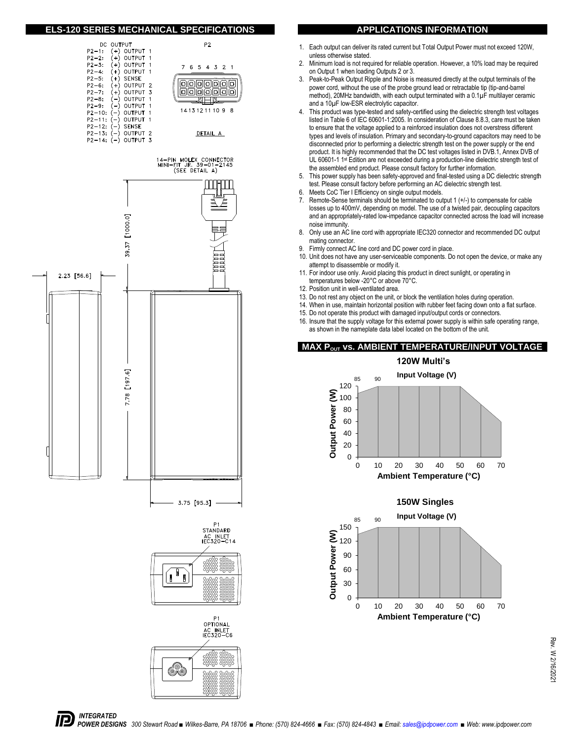## ELS-120 SERIES MECHANICAL SPECIFICATIONS

DC OUTPUT
P2-1: (+) OUTPUT 1
P2-2: (+) OUTPUT 1
P2-3: (+) OUTPUT 1
P2-4: (+) 1 OUTPUT 1
P2-5: (+) SENSE
P2-6: (+) OUTPUT 2
P2-7: (+) OUTPUT 3
P2-8: (-) OUTPUT 1
P2-9: (-) OUTPUT 1
P2-10: (-) OUTPUT 1
P2-11: (-) OUTPUT 1
P2-12: (-) SENSE
P2-13: (-) OUTPUT 2
P2-14: (-) OUTPUT 3

P2

7 6 5 4 3 2 1

14 13 12 11 10 9 8

DETAIL A

14-PIN MOLEX CONNECTOR
MINI-FIT JR. 39-01-2145
(SEE DETAIL A)

39.37 [1000.0]

2.23 [56.6]

7.78 [197.6]

3.75 [95.3]

P1
STANDARD
AC INLET
IEC320-C14

P1
OPTIONAL
AC INLET
IEC320-C6

## APPLICATIONS INFORMATION

1. Each output can deliver its rated current but Total Output Power must not exceed 120W, unless otherwise stated.
2. Minimum load is not required for reliable operation. However, a 10% load may be required on Output 1 when loading Outputs 2 or 3.
3. Peak-to-Peak Output Ripple and Noise is measured directly at the output terminals of the power cord, without the use of the probe ground lead or retractable tip (tip-and-barrel method), 20MHz bandwidth, with each output terminated with a 0.1µF multilayer ceramic and a 10µF low-ESR electrolytic capacitor.
4. This product was type-tested and safety-certified using the dielectric strength test voltages listed in Table 6 of IEC 60601-1:2005. In consideration of Clause 8.8.3, care must be taken to ensure that the voltage applied to a reinforced insulation does not overstress different types and levels of insulation. Primary and secondary-to-ground capacitors may need to be disconnected prior to performing a dielectric strength test on the power supply or the end product. It is highly recommended that the DC test voltages listed in DVB.1, Annex DVB of UL 60601-1 1st Edition are not exceeded during a production-line dielectric strength test of the assembled end product. Please consult factory for further information.
5. This power supply has been safety-approved and final-tested using a DC dielectric strength test. Please consult factory before performing an AC dielectric strength test.
6. Meets CoC Tier I Efficiency on single output models.
7. Remote-Sense terminals should be terminated to output 1 (+/-) to compensate for cable losses up to 400mV, depending on model. The use of a twisted pair, decoupling capacitors and an appropriately-rated low-impedance capacitor connected across the load will increase noise immunity.
8. Only use an AC line cord with appropriate IEC320 connector and recommended DC output mating connector.
9. Firmly connect AC line cord and DC power cord in place.
10. Unit does not have any user-serviceable components. Do not open the device, or make any attempt to disassemble or modify it.
11. For indoor use only. Avoid placing this product in direct sunlight, or operating in temperatures below -20°C or above 70°C.
12. Position unit in well-ventilated area.
13. Do not rest any object on the unit, or block the ventilation holes during operation.
14. When in use, maintain horizontal position with rubber feet facing down onto a flat surface.
15. Do not operate this product with damaged input/output cords or connectors.
16. Insure that the supply voltage for this external power supply is within safe operating range, as shown in the nameplate data label located on the bottom of the unit.

## MAX $P_{OUT}$ vs. AMBIENT TEMPERATURE/INPUT VOLTAGE

**120W Multi's**

Input Voltage (V)
85 90
Output Power (W)
0 20 40 60 80 100 120
Ambient Temperature (°C)
0 10 20 30 40 50 60 70

**150W Singles**

Input Voltage (V)
85 90
Output Power (W)
0 30 60 90 120 150
Ambient Temperature (°C)
0 10 20 30 40 50 60 70

Rev. W 2/16/2021

**INTEGRATED POWER DESIGNS** 300 Stewart Road ■ Wilkes-Barre, PA 18706 ■ Phone: (570) 824-4666 ■ Fax: (570) 824-4843 ■ Email: sales@ipdpower.com ■ Web: www.ipdpower.com